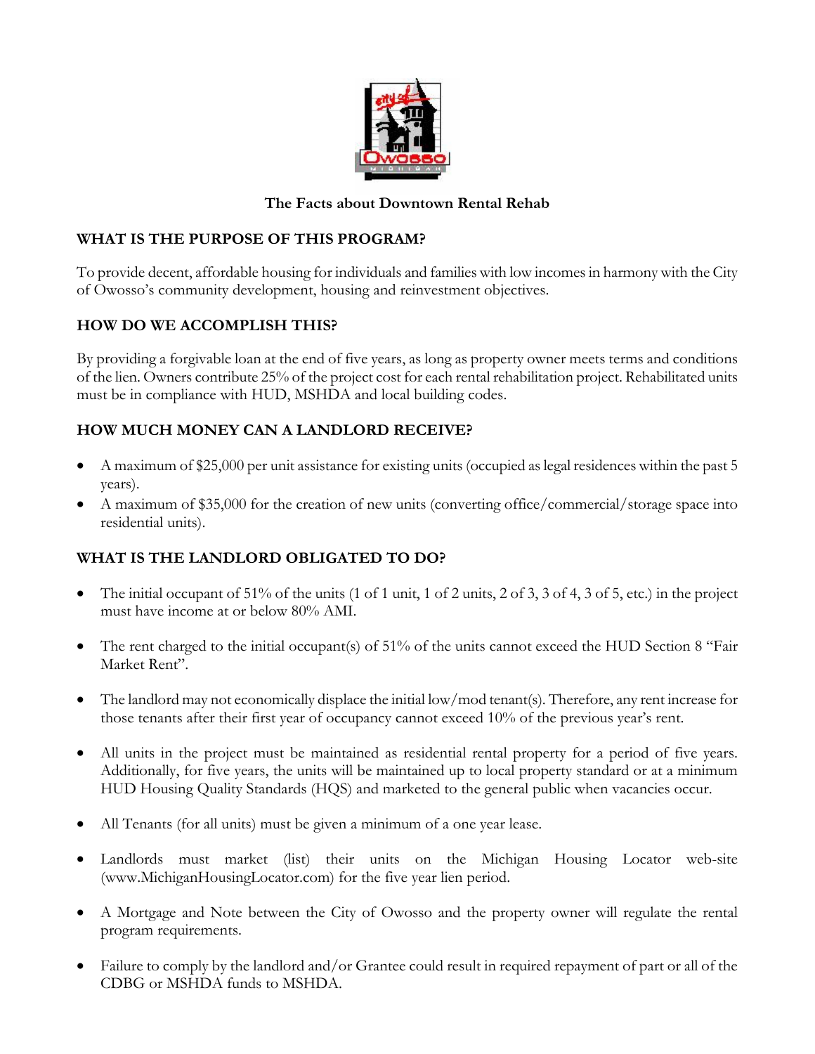# The Facts about Downtown Rental Rehab

## WHAT IS THE PURPOSE OF THIS PROGRAM?

To provide decent, affordable housing for individuals and families with low incomes in harmony with the City of Owosso's community development, housing and reinvestment objectives.

## HOW DO WE ACCOMPLISH THIS?

By providing a forgivable loan at the end of five years, as long as property owner meets terms and conditions of the lien. Owners contribute 25% of the project cost for each rental rehabilitation project. Rehabilitated units must be in compliance with HUD, MSHDA and local building codes.

## HOW MUCH MONEY CAN A LANDLORD RECEIVE?

- A maximum of $25,000 per unit assistance for existing units (occupied as legal residences within the past 5 years).
- A maximum of $35,000 for the creation of new units (converting office/commercial/storage space into residential units).

## WHAT IS THE LANDLORD OBLIGATED TO DO?

- The initial occupant of 51% of the units (1 of 1 unit, 1 of 2 units, 2 of 3, 3 of 4, 3 of 5, etc.) in the project must have income at or below 80% AMI.

- The rent charged to the initial occupant(s) of 51% of the units cannot exceed the HUD Section 8 "Fair Market Rent".

- The landlord may not economically displace the initial low/mod tenant(s). Therefore, any rent increase for those tenants after their first year of occupancy cannot exceed 10% of the previous year's rent.

- All units in the project must be maintained as residential rental property for a period of five years. Additionally, for five years, the units will be maintained up to local property standard or at a minimum HUD Housing Quality Standards (HQS) and marketed to the general public when vacancies occur.

- All Tenants (for all units) must be given a minimum of a one year lease.

- Landlords must market (list) their units on the Michigan Housing Locator web-site (www.MichiganHousingLocator.com) for the five year lien period.

- A Mortgage and Note between the City of Owosso and the property owner will regulate the rental program requirements.

- Failure to comply by the landlord and/or Grantee could result in required repayment of part or all of the CDBG or MSHDA funds to MSHDA.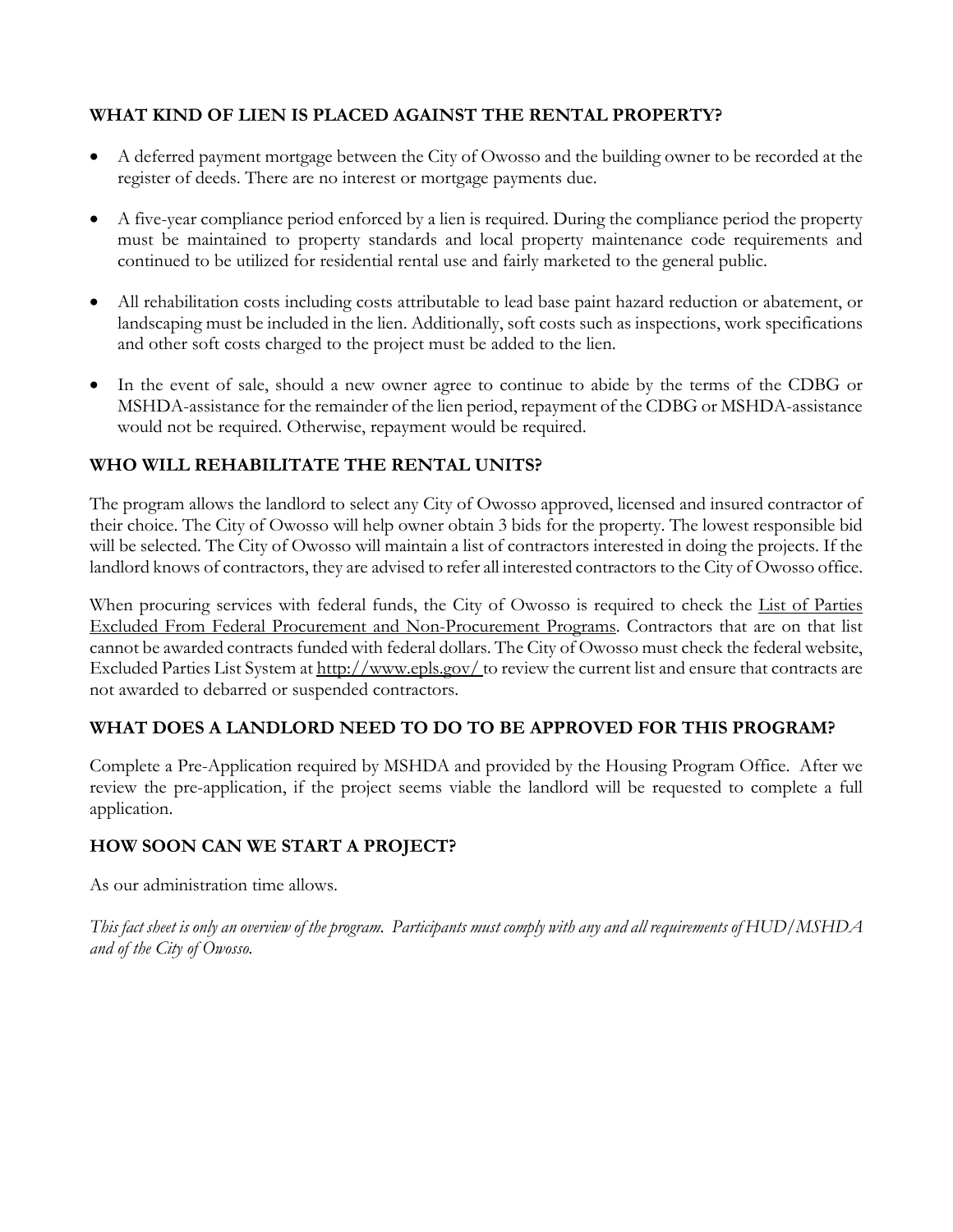## WHAT KIND OF LIEN IS PLACED AGAINST THE RENTAL PROPERTY?

- A deferred payment mortgage between the City of Owosso and the building owner to be recorded at the register of deeds. There are no interest or mortgage payments due.
- A five-year compliance period enforced by a lien is required. During the compliance period the property must be maintained to property standards and local property maintenance code requirements and continued to be utilized for residential rental use and fairly marketed to the general public.
- All rehabilitation costs including costs attributable to lead base paint hazard reduction or abatement, or landscaping must be included in the lien. Additionally, soft costs such as inspections, work specifications and other soft costs charged to the project must be added to the lien.
- In the event of sale, should a new owner agree to continue to abide by the terms of the CDBG or MSHDA-assistance for the remainder of the lien period, repayment of the CDBG or MSHDA-assistance would not be required. Otherwise, repayment would be required.

## WHO WILL REHABILITATE THE RENTAL UNITS?

The program allows the landlord to select any City of Owosso approved, licensed and insured contractor of their choice. The City of Owosso will help owner obtain 3 bids for the property. The lowest responsible bid will be selected. The City of Owosso will maintain a list of contractors interested in doing the projects. If the landlord knows of contractors, they are advised to refer all interested contractors to the City of Owosso office.

When procuring services with federal funds, the City of Owosso is required to check the List of Parties Excluded From Federal Procurement and Non-Procurement Programs. Contractors that are on that list cannot be awarded contracts funded with federal dollars. The City of Owosso must check the federal website, Excluded Parties List System at http://www.epls.gov/ to review the current list and ensure that contracts are not awarded to debarred or suspended contractors.

## WHAT DOES A LANDLORD NEED TO DO TO BE APPROVED FOR THIS PROGRAM?

Complete a Pre-Application required by MSHDA and provided by the Housing Program Office. After we review the pre-application, if the project seems viable the landlord will be requested to complete a full application.

## HOW SOON CAN WE START A PROJECT?

As our administration time allows.

*This fact sheet is only an overview of the program. Participants must comply with any and all requirements of HUD/MSHDA and of the City of Owosso.*